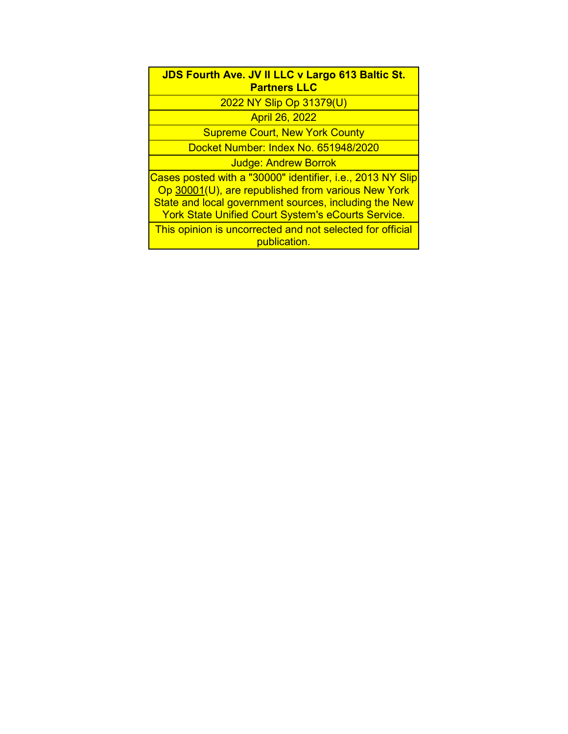**JDS Fourth Ave. JV II LLC v Largo 613 Baltic St. Partners LLC**

2022 NY Slip Op 31379(U)

April 26, 2022

Supreme Court, New York County

Docket Number: Index No. 651948/2020

Judge: Andrew Borrok

Cases posted with a "30000" identifier, i.e., 2013 NY Slip Op 30001(U), are republished from various New York State and local government sources, including the New York State Unified Court System's eCourts Service.

This opinion is uncorrected and not selected for official publication.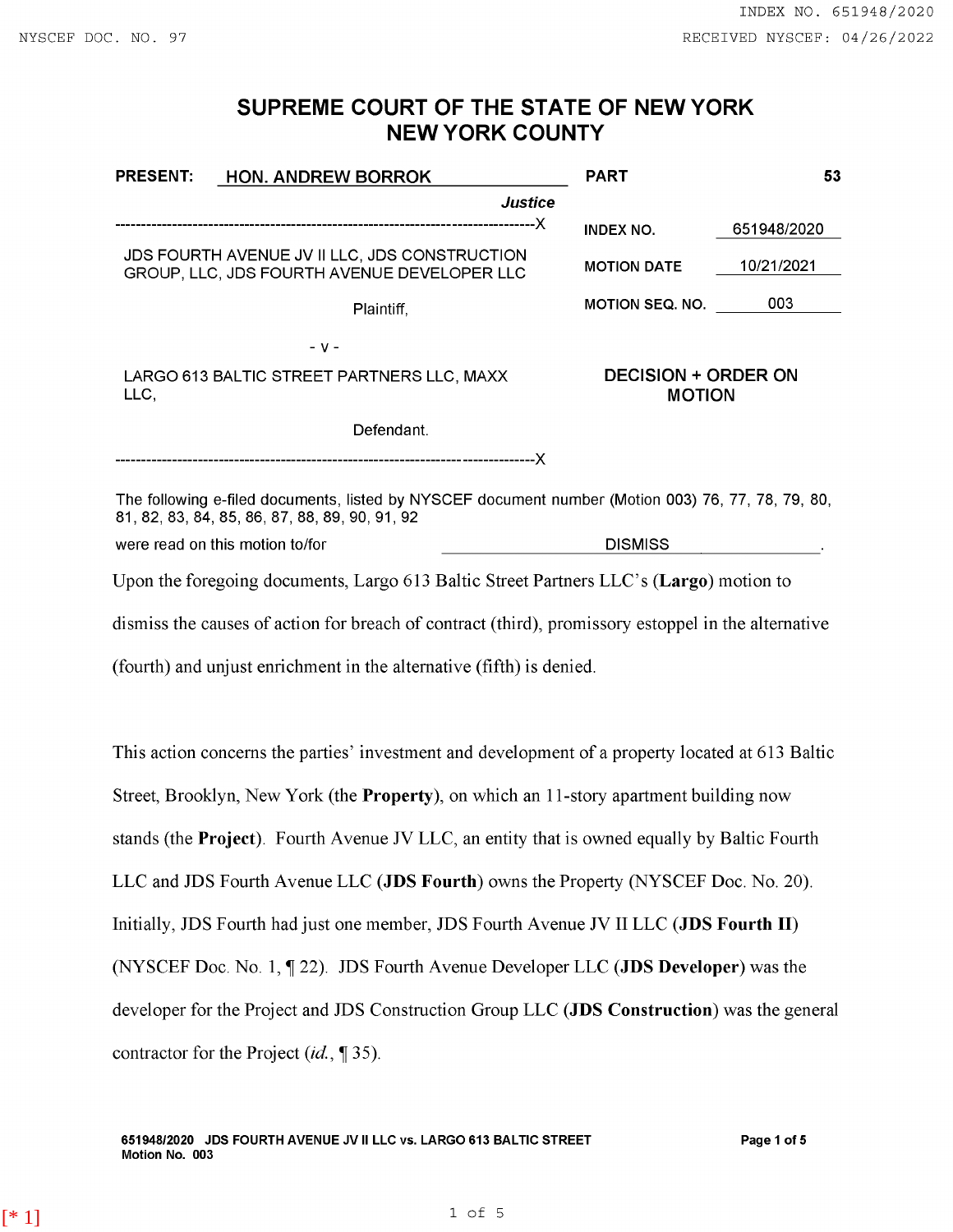# SUPREME COURT OF THE STATE OF NEW YORK
# NEW YORK COUNTY

| PRESENT: | HON. ANDREW BORROK | PART | 53 |
|---|---|---|---|
| | *Justice* | | |
| JDS FOURTH AVENUE JV II LLC, JDS CONSTRUCTION GROUP, LLC, JDS FOURTH AVENUE DEVELOPER LLC | | INDEX NO. | 651948/2020 |
| Plaintiff, | | MOTION DATE | 10/21/2021 |
| - v - | | MOTION SEQ. NO. | 003 |
| LARGO 613 BALTIC STREET PARTNERS LLC, MAXX LLC, | | **DECISION + ORDER ON MOTION** | |
| Defendant. | | | |

The following e-filed documents, listed by NYSCEF document number (Motion 003) 76, 77, 78, 79, 80, 81, 82, 83, 84, 85, 86, 87, 88, 89, 90, 91, 92

were read on this motion to/for DISMISS.

Upon the foregoing documents, Largo 613 Baltic Street Partners LLC's (**Largo**) motion to dismiss the causes of action for breach of contract (third), promissory estoppel in the alternative (fourth) and unjust enrichment in the alternative (fifth) is denied.

This action concerns the parties' investment and development of a property located at 613 Baltic Street, Brooklyn, New York (the **Property**), on which an 11-story apartment building now stands (the **Project**). Fourth Avenue JV LLC, an entity that is owned equally by Baltic Fourth LLC and JDS Fourth Avenue LLC (**JDS Fourth**) owns the Property (NYSCEF Doc. No. 20). Initially, JDS Fourth had just one member, JDS Fourth Avenue JV II LLC (**JDS Fourth II**) (NYSCEF Doc. No. 1, ¶ 22). JDS Fourth Avenue Developer LLC (**JDS Developer**) was the developer for the Project and JDS Construction Group LLC (**JDS Construction**) was the general contractor for the Project (*id.*, ¶ 35).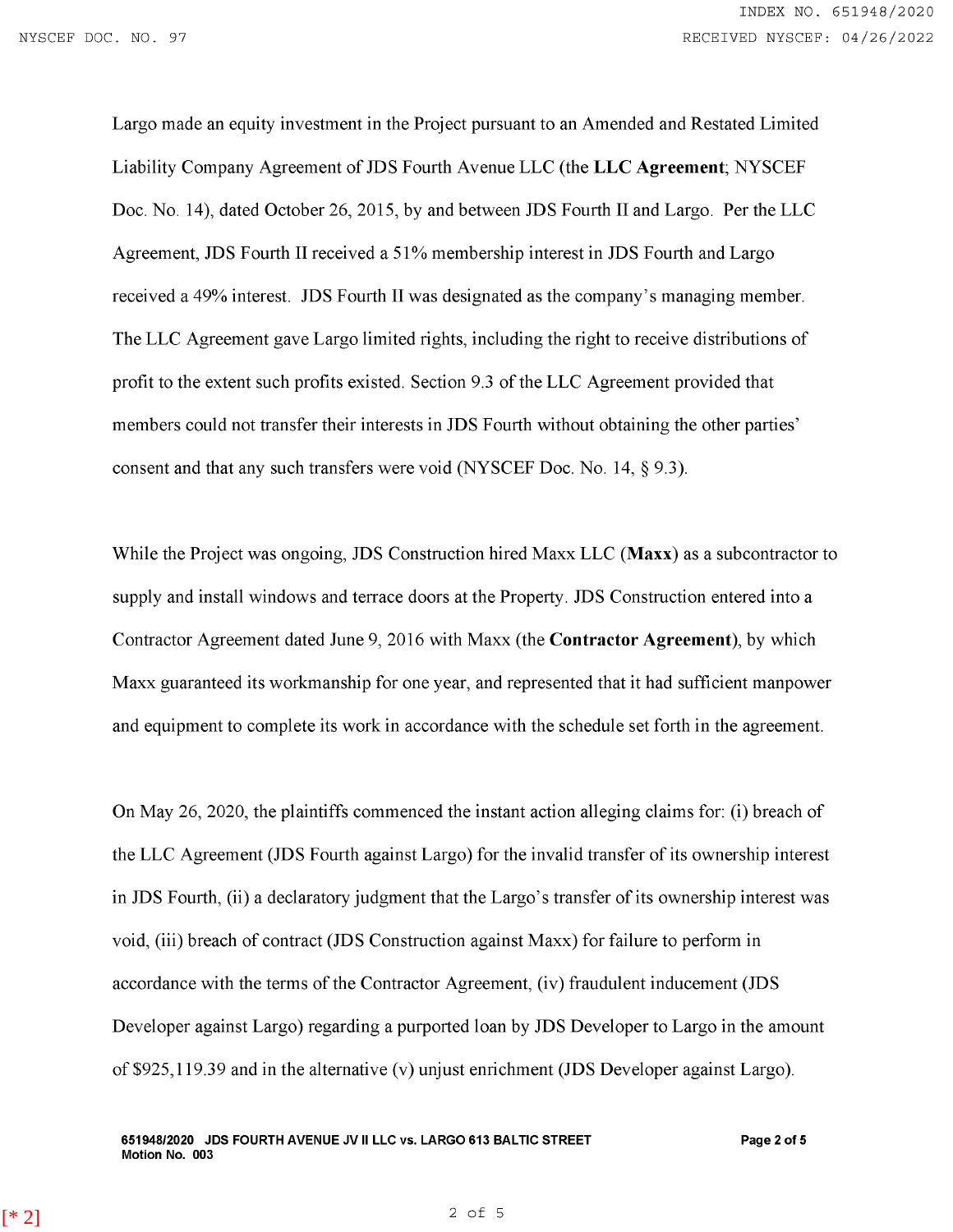Largo made an equity investment in the Project pursuant to an Amended and Restated Limited Liability Company Agreement of JDS Fourth Avenue LLC (the **LLC Agreement**; NYSCEF Doc. No. 14), dated October 26, 2015, by and between JDS Fourth II and Largo. Per the LLC Agreement, JDS Fourth II received a 51% membership interest in JDS Fourth and Largo received a 49% interest. JDS Fourth II was designated as the company's managing member. The LLC Agreement gave Largo limited rights, including the right to receive distributions of profit to the extent such profits existed. Section 9.3 of the LLC Agreement provided that members could not transfer their interests in JDS Fourth without obtaining the other parties' consent and that any such transfers were void (NYSCEF Doc. No. 14, § 9.3).

While the Project was ongoing, JDS Construction hired Maxx LLC (**Maxx**) as a subcontractor to supply and install windows and terrace doors at the Property. JDS Construction entered into a Contractor Agreement dated June 9, 2016 with Maxx (the **Contractor Agreement**), by which Maxx guaranteed its workmanship for one year, and represented that it had sufficient manpower and equipment to complete its work in accordance with the schedule set forth in the agreement.

On May 26, 2020, the plaintiffs commenced the instant action alleging claims for: (i) breach of the LLC Agreement (JDS Fourth against Largo) for the invalid transfer of its ownership interest in JDS Fourth, (ii) a declaratory judgment that the Largo's transfer of its ownership interest was void, (iii) breach of contract (JDS Construction against Maxx) for failure to perform in accordance with the terms of the Contractor Agreement, (iv) fraudulent inducement (JDS Developer against Largo) regarding a purported loan by JDS Developer to Largo in the amount of $925,119.39 and in the alternative (v) unjust enrichment (JDS Developer against Largo).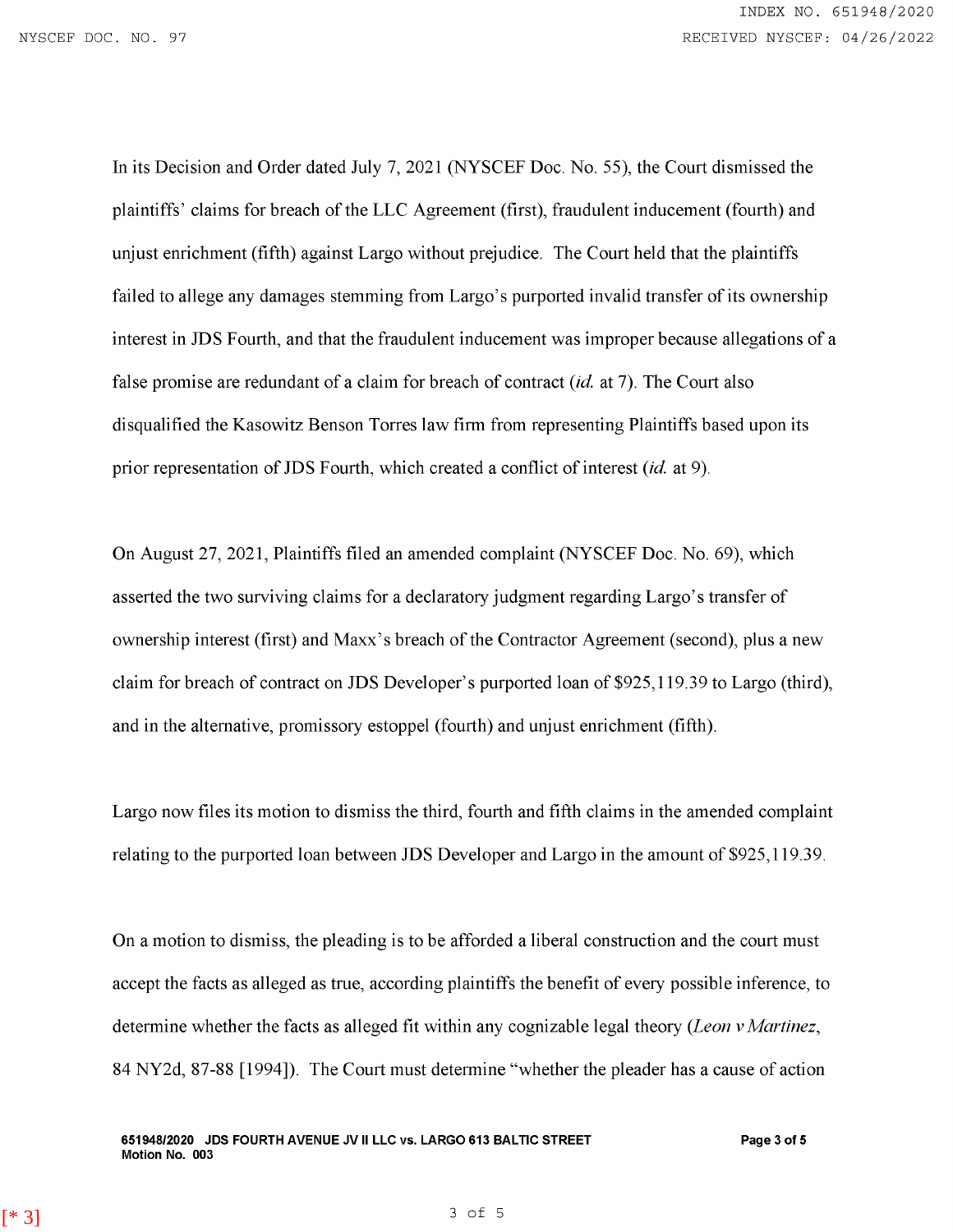In its Decision and Order dated July 7, 2021 (NYSCEF Doc. No. 55), the Court dismissed the plaintiffs' claims for breach of the LLC Agreement (first), fraudulent inducement (fourth) and unjust enrichment (fifth) against Largo without prejudice. The Court held that the plaintiffs failed to allege any damages stemming from Largo's purported invalid transfer of its ownership interest in JDS Fourth, and that the fraudulent inducement was improper because allegations of a false promise are redundant of a claim for breach of contract (*id.* at 7). The Court also disqualified the Kasowitz Benson Torres law firm from representing Plaintiffs based upon its prior representation of JDS Fourth, which created a conflict of interest (*id.* at 9).

On August 27, 2021, Plaintiffs filed an amended complaint (NYSCEF Doc. No. 69), which asserted the two surviving claims for a declaratory judgment regarding Largo's transfer of ownership interest (first) and Maxx's breach of the Contractor Agreement (second), plus a new claim for breach of contract on JDS Developer's purported loan of $925,119.39 to Largo (third), and in the alternative, promissory estoppel (fourth) and unjust enrichment (fifth).

Largo now files its motion to dismiss the third, fourth and fifth claims in the amended complaint relating to the purported loan between JDS Developer and Largo in the amount of $925,119.39.

On a motion to dismiss, the pleading is to be afforded a liberal construction and the court must accept the facts as alleged as true, according plaintiffs the benefit of every possible inference, to determine whether the facts as alleged fit within any cognizable legal theory (*Leon v Martinez*, 84 NY2d, 87-88 [1994]). The Court must determine "whether the pleader has a cause of action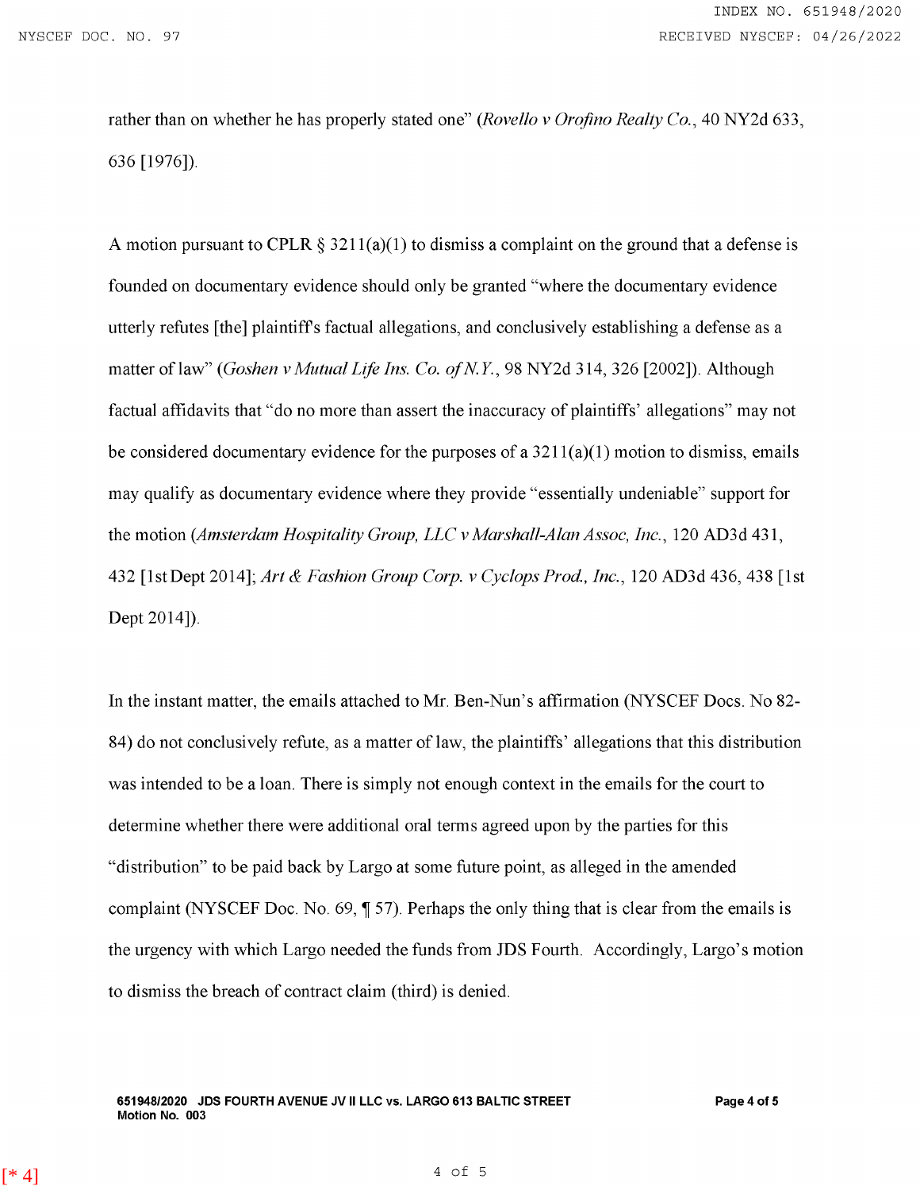rather than on whether he has properly stated one" (*Rovello v Orofino Realty Co.*, 40 NY2d 633, 636 [1976]).

A motion pursuant to CPLR § 3211(a)(1) to dismiss a complaint on the ground that a defense is founded on documentary evidence should only be granted "where the documentary evidence utterly refutes [the] plaintiff's factual allegations, and conclusively establishing a defense as a matter of law" (*Goshen v Mutual Life Ins. Co. of N.Y.*, 98 NY2d 314, 326 [2002]). Although factual affidavits that "do no more than assert the inaccuracy of plaintiffs' allegations" may not be considered documentary evidence for the purposes of a 3211(a)(1) motion to dismiss, emails may qualify as documentary evidence where they provide "essentially undeniable" support for the motion (*Amsterdam Hospitality Group, LLC v Marshall-Alan Assoc, Inc.*, 120 AD3d 431, 432 [1st Dept 2014]; *Art & Fashion Group Corp. v Cyclops Prod., Inc.*, 120 AD3d 436, 438 [1st Dept 2014]).

In the instant matter, the emails attached to Mr. Ben-Nun's affirmation (NYSCEF Docs. No 82-84) do not conclusively refute, as a matter of law, the plaintiffs' allegations that this distribution was intended to be a loan. There is simply not enough context in the emails for the court to determine whether there were additional oral terms agreed upon by the parties for this "distribution" to be paid back by Largo at some future point, as alleged in the amended complaint (NYSCEF Doc. No. 69, ¶ 57). Perhaps the only thing that is clear from the emails is the urgency with which Largo needed the funds from JDS Fourth. Accordingly, Largo's motion to dismiss the breach of contract claim (third) is denied.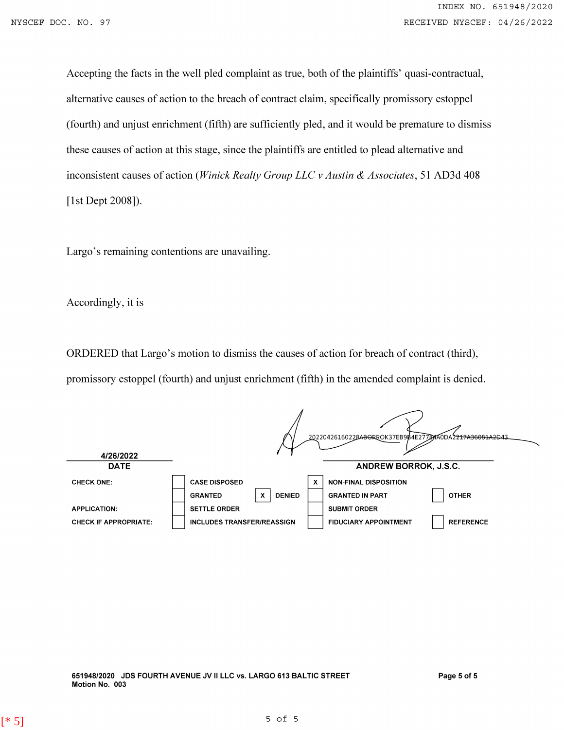Accepting the facts in the well pled complaint as true, both of the plaintiffs' quasi-contractual, alternative causes of action to the breach of contract claim, specifically promissory estoppel (fourth) and unjust enrichment (fifth) are sufficiently pled, and it would be premature to dismiss these causes of action at this stage, since the plaintiffs are entitled to plead alternative and inconsistent causes of action (*Winick Realty Group LLC v Austin & Associates*, 51 AD3d 408 [1st Dept 2008]).

Largo's remaining contentions are unavailing.

Accordingly, it is

ORDERED that Largo's motion to dismiss the causes of action for breach of contract (third), promissory estoppel (fourth) and unjust enrichment (fifth) in the amended complaint is denied.

20220426160228ABORROK37EB9B4E2778AA0DA2217A36081A2D43

4/26/2022
**DATE**

**ANDREW BORROK, J.S.C.**

| | | | | | |
|---|---|---|---|---|---|
| CHECK ONE: | [ ] CASE DISPOSED | | [X] NON-FINAL DISPOSITION | | |
| | [ ] GRANTED | [X] DENIED | [ ] GRANTED IN PART | | [ ] OTHER |
| APPLICATION: | [ ] SETTLE ORDER | | [ ] SUBMIT ORDER | | |
| CHECK IF APPROPRIATE: | [ ] INCLUDES TRANSFER/REASSIGN | | [ ] FIDUCIARY APPOINTMENT | | [ ] REFERENCE |